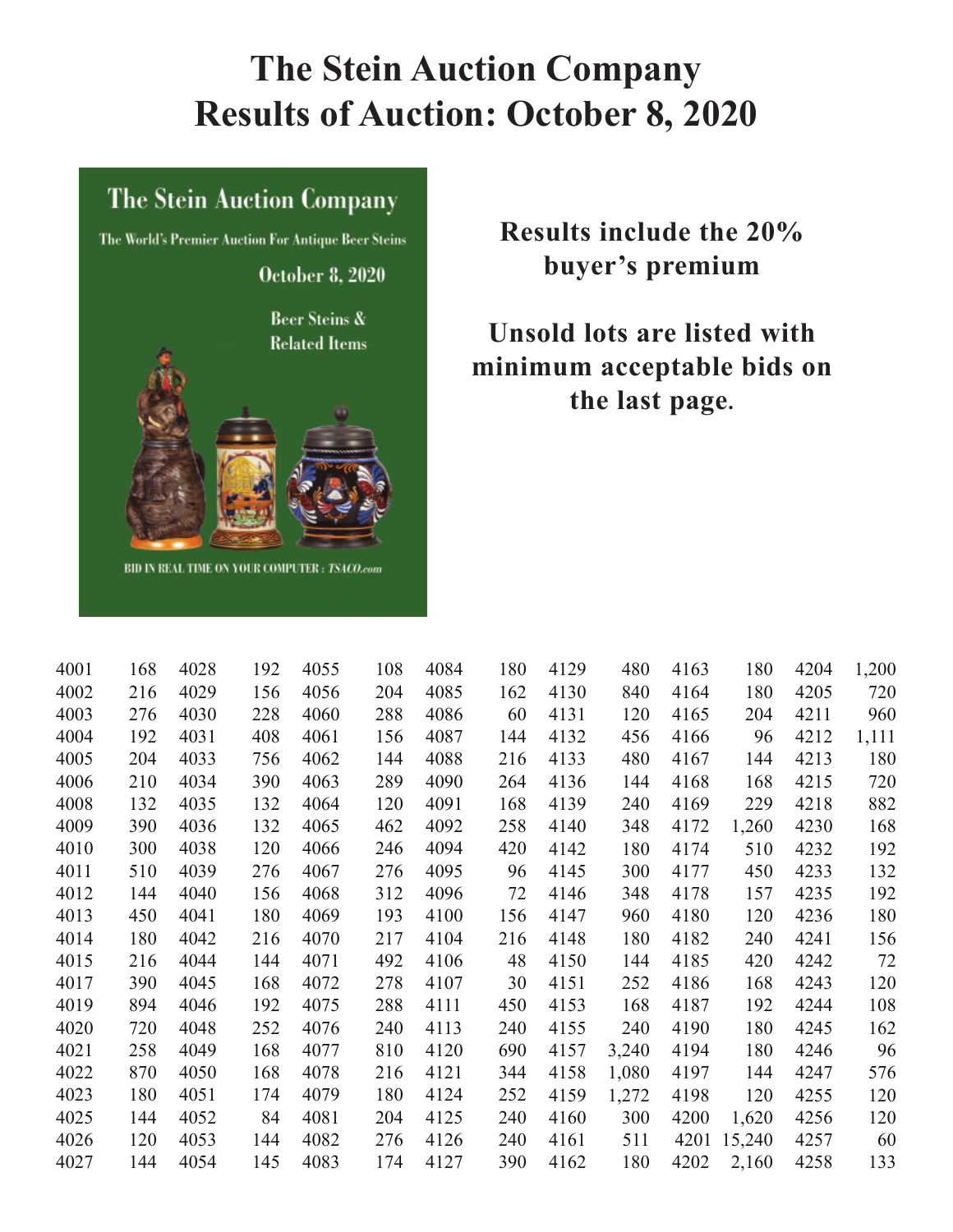# The Stein Auction Company
# Results of Auction: October 8, 2020

The Stein Auction Company

The World's Premier Auction For Antique Beer Steins

October 8, 2020

Beer Steins & Related Items

BID IN REAL TIME ON YOUR COMPUTER : TSACO.com

**Results include the 20% buyer's premium**

**Unsold lots are listed with minimum acceptable bids on the last page.**

| Lot | Price | Lot | Price | Lot | Price | Lot | Price | Lot | Price | Lot | Price | Lot | Price |
|---|---|---|---|---|---|---|---|---|---|---|---|---|---|
| 4001 | 168 | 4028 | 192 | 4055 | 108 | 4084 | 180 | 4129 | 480 | 4163 | 180 | 4204 | 1,200 |
| 4002 | 216 | 4029 | 156 | 4056 | 204 | 4085 | 162 | 4130 | 840 | 4164 | 180 | 4205 | 720 |
| 4003 | 276 | 4030 | 228 | 4060 | 288 | 4086 | 60 | 4131 | 120 | 4165 | 204 | 4211 | 960 |
| 4004 | 192 | 4031 | 408 | 4061 | 156 | 4087 | 144 | 4132 | 456 | 4166 | 96 | 4212 | 1,111 |
| 4005 | 204 | 4033 | 756 | 4062 | 144 | 4088 | 216 | 4133 | 480 | 4167 | 144 | 4213 | 180 |
| 4006 | 210 | 4034 | 390 | 4063 | 289 | 4090 | 264 | 4136 | 144 | 4168 | 168 | 4215 | 720 |
| 4008 | 132 | 4035 | 132 | 4064 | 120 | 4091 | 168 | 4139 | 240 | 4169 | 229 | 4218 | 882 |
| 4009 | 390 | 4036 | 132 | 4065 | 462 | 4092 | 258 | 4140 | 348 | 4172 | 1,260 | 4230 | 168 |
| 4010 | 300 | 4038 | 120 | 4066 | 246 | 4094 | 420 | 4142 | 180 | 4174 | 510 | 4232 | 192 |
| 4011 | 510 | 4039 | 276 | 4067 | 276 | 4095 | 96 | 4145 | 300 | 4177 | 450 | 4233 | 132 |
| 4012 | 144 | 4040 | 156 | 4068 | 312 | 4096 | 72 | 4146 | 348 | 4178 | 157 | 4235 | 192 |
| 4013 | 450 | 4041 | 180 | 4069 | 193 | 4100 | 156 | 4147 | 960 | 4180 | 120 | 4236 | 180 |
| 4014 | 180 | 4042 | 216 | 4070 | 217 | 4104 | 216 | 4148 | 180 | 4182 | 240 | 4241 | 156 |
| 4015 | 216 | 4044 | 144 | 4071 | 492 | 4106 | 48 | 4150 | 144 | 4185 | 420 | 4242 | 72 |
| 4017 | 390 | 4045 | 168 | 4072 | 278 | 4107 | 30 | 4151 | 252 | 4186 | 168 | 4243 | 120 |
| 4019 | 894 | 4046 | 192 | 4075 | 288 | 4111 | 450 | 4153 | 168 | 4187 | 192 | 4244 | 108 |
| 4020 | 720 | 4048 | 252 | 4076 | 240 | 4113 | 240 | 4155 | 240 | 4190 | 180 | 4245 | 162 |
| 4021 | 258 | 4049 | 168 | 4077 | 810 | 4120 | 690 | 4157 | 3,240 | 4194 | 180 | 4246 | 96 |
| 4022 | 870 | 4050 | 168 | 4078 | 216 | 4121 | 344 | 4158 | 1,080 | 4197 | 144 | 4247 | 576 |
| 4023 | 180 | 4051 | 174 | 4079 | 180 | 4124 | 252 | 4159 | 1,272 | 4198 | 120 | 4255 | 120 |
| 4025 | 144 | 4052 | 84 | 4081 | 204 | 4125 | 240 | 4160 | 300 | 4200 | 1,620 | 4256 | 120 |
| 4026 | 120 | 4053 | 144 | 4082 | 276 | 4126 | 240 | 4161 | 511 | 4201 | 15,240 | 4257 | 60 |
| 4027 | 144 | 4054 | 145 | 4083 | 174 | 4127 | 390 | 4162 | 180 | 4202 | 2,160 | 4258 | 133 |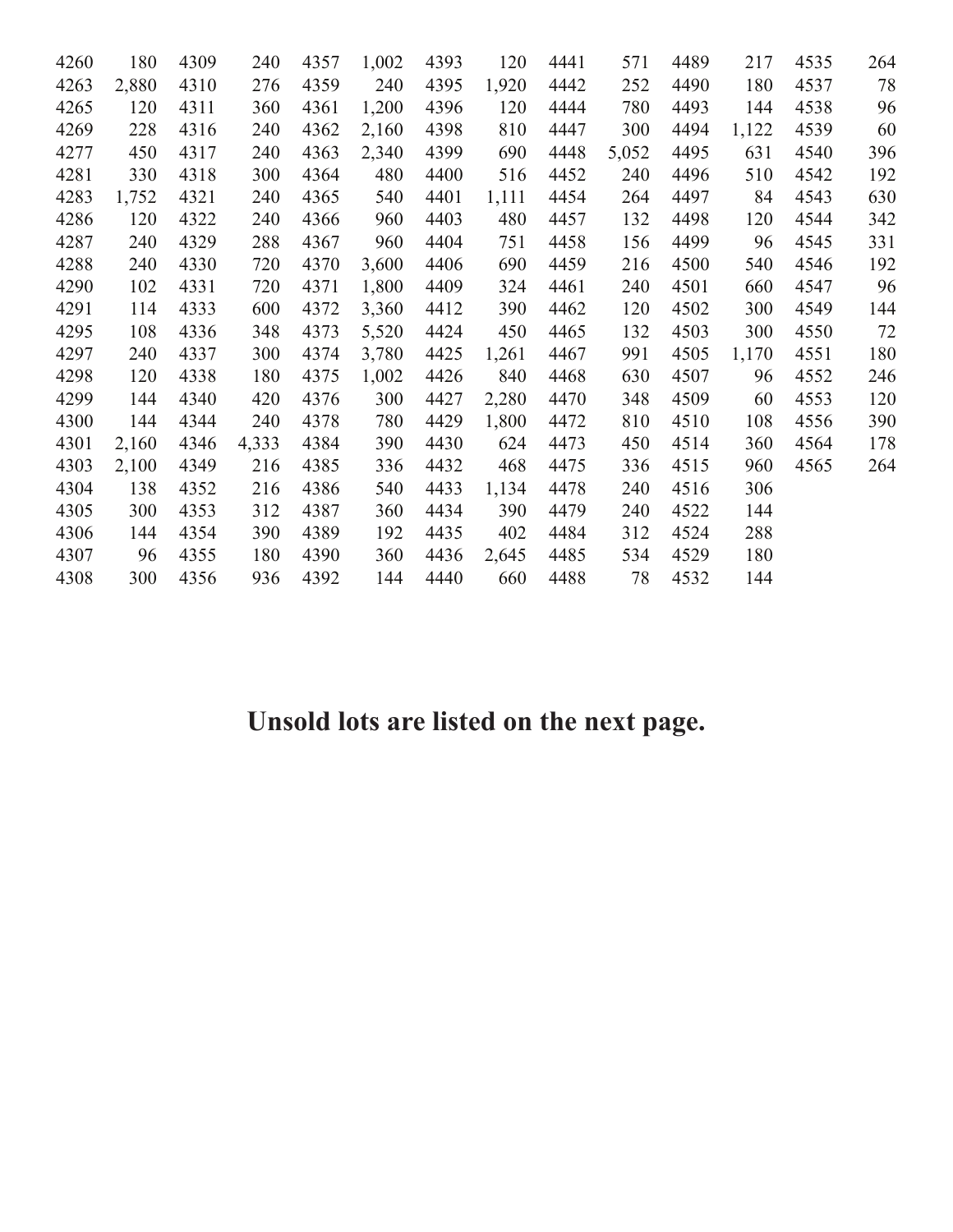| | | | | | | | | | | | | | |
|---|---|---|---|---|---|---|---|---|---|---|---|---|---|
| 4260 | 180 | 4309 | 240 | 4357 | 1,002 | 4393 | 120 | 4441 | 571 | 4489 | 217 | 4535 | 264 |
| 4263 | 2,880 | 4310 | 276 | 4359 | 240 | 4395 | 1,920 | 4442 | 252 | 4490 | 180 | 4537 | 78 |
| 4265 | 120 | 4311 | 360 | 4361 | 1,200 | 4396 | 120 | 4444 | 780 | 4493 | 144 | 4538 | 96 |
| 4269 | 228 | 4316 | 240 | 4362 | 2,160 | 4398 | 810 | 4447 | 300 | 4494 | 1,122 | 4539 | 60 |
| 4277 | 450 | 4317 | 240 | 4363 | 2,340 | 4399 | 690 | 4448 | 5,052 | 4495 | 631 | 4540 | 396 |
| 4281 | 330 | 4318 | 300 | 4364 | 480 | 4400 | 516 | 4452 | 240 | 4496 | 510 | 4542 | 192 |
| 4283 | 1,752 | 4321 | 240 | 4365 | 540 | 4401 | 1,111 | 4454 | 264 | 4497 | 84 | 4543 | 630 |
| 4286 | 120 | 4322 | 240 | 4366 | 960 | 4403 | 480 | 4457 | 132 | 4498 | 120 | 4544 | 342 |
| 4287 | 240 | 4329 | 288 | 4367 | 960 | 4404 | 751 | 4458 | 156 | 4499 | 96 | 4545 | 331 |
| 4288 | 240 | 4330 | 720 | 4370 | 3,600 | 4406 | 690 | 4459 | 216 | 4500 | 540 | 4546 | 192 |
| 4290 | 102 | 4331 | 720 | 4371 | 1,800 | 4409 | 324 | 4461 | 240 | 4501 | 660 | 4547 | 96 |
| 4291 | 114 | 4333 | 600 | 4372 | 3,360 | 4412 | 390 | 4462 | 120 | 4502 | 300 | 4549 | 144 |
| 4295 | 108 | 4336 | 348 | 4373 | 5,520 | 4424 | 450 | 4465 | 132 | 4503 | 300 | 4550 | 72 |
| 4297 | 240 | 4337 | 300 | 4374 | 3,780 | 4425 | 1,261 | 4467 | 991 | 4505 | 1,170 | 4551 | 180 |
| 4298 | 120 | 4338 | 180 | 4375 | 1,002 | 4426 | 840 | 4468 | 630 | 4507 | 96 | 4552 | 246 |
| 4299 | 144 | 4340 | 420 | 4376 | 300 | 4427 | 2,280 | 4470 | 348 | 4509 | 60 | 4553 | 120 |
| 4300 | 144 | 4344 | 240 | 4378 | 780 | 4429 | 1,800 | 4472 | 810 | 4510 | 108 | 4556 | 390 |
| 4301 | 2,160 | 4346 | 4,333 | 4384 | 390 | 4430 | 624 | 4473 | 450 | 4514 | 360 | 4564 | 178 |
| 4303 | 2,100 | 4349 | 216 | 4385 | 336 | 4432 | 468 | 4475 | 336 | 4515 | 960 | 4565 | 264 |
| 4304 | 138 | 4352 | 216 | 4386 | 540 | 4433 | 1,134 | 4478 | 240 | 4516 | 306 | | |
| 4305 | 300 | 4353 | 312 | 4387 | 360 | 4434 | 390 | 4479 | 240 | 4522 | 144 | | |
| 4306 | 144 | 4354 | 390 | 4389 | 192 | 4435 | 402 | 4484 | 312 | 4524 | 288 | | |
| 4307 | 96 | 4355 | 180 | 4390 | 360 | 4436 | 2,645 | 4485 | 534 | 4529 | 180 | | |
| 4308 | 300 | 4356 | 936 | 4392 | 144 | 4440 | 660 | 4488 | 78 | 4532 | 144 | | |

**Unsold lots are listed on the next page.**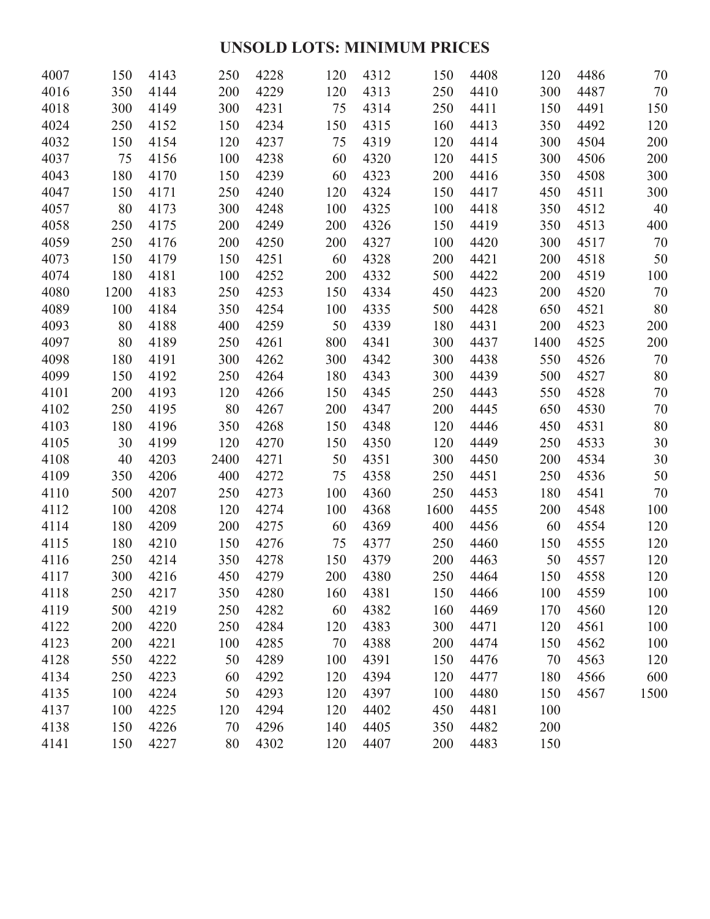# UNSOLD LOTS: MINIMUM PRICES

| | | | | | | | | | | | |
|---|---|---|---|---|---|---|---|---|---|---|---|
| 4007 | 150 | 4143 | 250 | 4228 | 120 | 4312 | 150 | 4408 | 120 | 4486 | 70 |
| 4016 | 350 | 4144 | 200 | 4229 | 120 | 4313 | 250 | 4410 | 300 | 4487 | 70 |
| 4018 | 300 | 4149 | 300 | 4231 | 75 | 4314 | 250 | 4411 | 150 | 4491 | 150 |
| 4024 | 250 | 4152 | 150 | 4234 | 150 | 4315 | 160 | 4413 | 350 | 4492 | 120 |
| 4032 | 150 | 4154 | 120 | 4237 | 75 | 4319 | 120 | 4414 | 300 | 4504 | 200 |
| 4037 | 75 | 4156 | 100 | 4238 | 60 | 4320 | 120 | 4415 | 300 | 4506 | 200 |
| 4043 | 180 | 4170 | 150 | 4239 | 60 | 4323 | 200 | 4416 | 350 | 4508 | 300 |
| 4047 | 150 | 4171 | 250 | 4240 | 120 | 4324 | 150 | 4417 | 450 | 4511 | 300 |
| 4057 | 80 | 4173 | 300 | 4248 | 100 | 4325 | 100 | 4418 | 350 | 4512 | 40 |
| 4058 | 250 | 4175 | 200 | 4249 | 200 | 4326 | 150 | 4419 | 350 | 4513 | 400 |
| 4059 | 250 | 4176 | 200 | 4250 | 200 | 4327 | 100 | 4420 | 300 | 4517 | 70 |
| 4073 | 150 | 4179 | 150 | 4251 | 60 | 4328 | 200 | 4421 | 200 | 4518 | 50 |
| 4074 | 180 | 4181 | 100 | 4252 | 200 | 4332 | 500 | 4422 | 200 | 4519 | 100 |
| 4080 | 1200 | 4183 | 250 | 4253 | 150 | 4334 | 450 | 4423 | 200 | 4520 | 70 |
| 4089 | 100 | 4184 | 350 | 4254 | 100 | 4335 | 500 | 4428 | 650 | 4521 | 80 |
| 4093 | 80 | 4188 | 400 | 4259 | 50 | 4339 | 180 | 4431 | 200 | 4523 | 200 |
| 4097 | 80 | 4189 | 250 | 4261 | 800 | 4341 | 300 | 4437 | 1400 | 4525 | 200 |
| 4098 | 180 | 4191 | 300 | 4262 | 300 | 4342 | 300 | 4438 | 550 | 4526 | 70 |
| 4099 | 150 | 4192 | 250 | 4264 | 180 | 4343 | 300 | 4439 | 500 | 4527 | 80 |
| 4101 | 200 | 4193 | 120 | 4266 | 150 | 4345 | 250 | 4443 | 550 | 4528 | 70 |
| 4102 | 250 | 4195 | 80 | 4267 | 200 | 4347 | 200 | 4445 | 650 | 4530 | 70 |
| 4103 | 180 | 4196 | 350 | 4268 | 150 | 4348 | 120 | 4446 | 450 | 4531 | 80 |
| 4105 | 30 | 4199 | 120 | 4270 | 150 | 4350 | 120 | 4449 | 250 | 4533 | 30 |
| 4108 | 40 | 4203 | 2400 | 4271 | 50 | 4351 | 300 | 4450 | 200 | 4534 | 30 |
| 4109 | 350 | 4206 | 400 | 4272 | 75 | 4358 | 250 | 4451 | 250 | 4536 | 50 |
| 4110 | 500 | 4207 | 250 | 4273 | 100 | 4360 | 250 | 4453 | 180 | 4541 | 70 |
| 4112 | 100 | 4208 | 120 | 4274 | 100 | 4368 | 1600 | 4455 | 200 | 4548 | 100 |
| 4114 | 180 | 4209 | 200 | 4275 | 60 | 4369 | 400 | 4456 | 60 | 4554 | 120 |
| 4115 | 180 | 4210 | 150 | 4276 | 75 | 4377 | 250 | 4460 | 150 | 4555 | 120 |
| 4116 | 250 | 4214 | 350 | 4278 | 150 | 4379 | 200 | 4463 | 50 | 4557 | 120 |
| 4117 | 300 | 4216 | 450 | 4279 | 200 | 4380 | 250 | 4464 | 150 | 4558 | 120 |
| 4118 | 250 | 4217 | 350 | 4280 | 160 | 4381 | 150 | 4466 | 100 | 4559 | 100 |
| 4119 | 500 | 4219 | 250 | 4282 | 60 | 4382 | 160 | 4469 | 170 | 4560 | 120 |
| 4122 | 200 | 4220 | 250 | 4284 | 120 | 4383 | 300 | 4471 | 120 | 4561 | 100 |
| 4123 | 200 | 4221 | 100 | 4285 | 70 | 4388 | 200 | 4474 | 150 | 4562 | 100 |
| 4128 | 550 | 4222 | 50 | 4289 | 100 | 4391 | 150 | 4476 | 70 | 4563 | 120 |
| 4134 | 250 | 4223 | 60 | 4292 | 120 | 4394 | 120 | 4477 | 180 | 4566 | 600 |
| 4135 | 100 | 4224 | 50 | 4293 | 120 | 4397 | 100 | 4480 | 150 | 4567 | 1500 |
| 4137 | 100 | 4225 | 120 | 4294 | 120 | 4402 | 450 | 4481 | 100 | | |
| 4138 | 150 | 4226 | 70 | 4296 | 140 | 4405 | 350 | 4482 | 200 | | |
| 4141 | 150 | 4227 | 80 | 4302 | 120 | 4407 | 200 | 4483 | 150 | | |